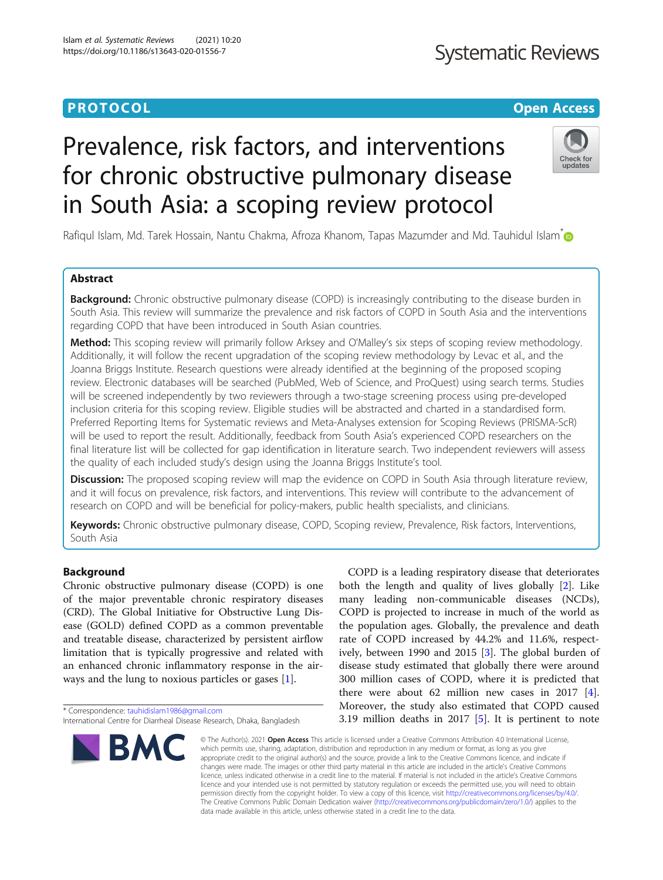PROTOCOL

Open Access

# Prevalence, risk factors, and interventions for chronic obstructive pulmonary disease in South Asia: a scoping review protocol

Rafiqul Islam, Md. Tarek Hossain, Nantu Chakma, Afroza Khanom, Tapas Mazumder and Md. Tauhidul Islam*

## Abstract

**Background:** Chronic obstructive pulmonary disease (COPD) is increasingly contributing to the disease burden in South Asia. This review will summarize the prevalence and risk factors of COPD in South Asia and the interventions regarding COPD that have been introduced in South Asian countries.

**Method:** This scoping review will primarily follow Arksey and O'Malley's six steps of scoping review methodology. Additionally, it will follow the recent upgradation of the scoping review methodology by Levac et al., and the Joanna Briggs Institute. Research questions were already identified at the beginning of the proposed scoping review. Electronic databases will be searched (PubMed, Web of Science, and ProQuest) using search terms. Studies will be screened independently by two reviewers through a two-stage screening process using pre-developed inclusion criteria for this scoping review. Eligible studies will be abstracted and charted in a standardised form. Preferred Reporting Items for Systematic reviews and Meta-Analyses extension for Scoping Reviews (PRISMA-ScR) will be used to report the result. Additionally, feedback from South Asia's experienced COPD researchers on the final literature list will be collected for gap identification in literature search. Two independent reviewers will assess the quality of each included study's design using the Joanna Briggs Institute's tool.

**Discussion:** The proposed scoping review will map the evidence on COPD in South Asia through literature review, and it will focus on prevalence, risk factors, and interventions. This review will contribute to the advancement of research on COPD and will be beneficial for policy-makers, public health specialists, and clinicians.

**Keywords:** Chronic obstructive pulmonary disease, COPD, Scoping review, Prevalence, Risk factors, Interventions, South Asia

## Background

Chronic obstructive pulmonary disease (COPD) is one of the major preventable chronic respiratory diseases (CRD). The Global Initiative for Obstructive Lung Disease (GOLD) defined COPD as a common preventable and treatable disease, characterized by persistent airflow limitation that is typically progressive and related with an enhanced chronic inflammatory response in the airways and the lung to noxious particles or gases [1].

COPD is a leading respiratory disease that deteriorates both the length and quality of lives globally [2]. Like many leading non-communicable diseases (NCDs), COPD is projected to increase in much of the world as the population ages. Globally, the prevalence and death rate of COPD increased by 44.2% and 11.6%, respectively, between 1990 and 2015 [3]. The global burden of disease study estimated that globally there were around 300 million cases of COPD, where it is predicted that there were about 62 million new cases in 2017 [4]. Moreover, the study also estimated that COPD caused 3.19 million deaths in 2017 [5]. It is pertinent to note

* Correspondence: tauhidislam1986@gmail.com
International Centre for Diarrheal Disease Research, Dhaka, Bangladesh

© The Author(s). 2021 **Open Access** This article is licensed under a Creative Commons Attribution 4.0 International License, which permits use, sharing, adaptation, distribution and reproduction in any medium or format, as long as you give appropriate credit to the original author(s) and the source, provide a link to the Creative Commons licence, and indicate if changes were made. The images or other third party material in this article are included in the article's Creative Commons licence, unless indicated otherwise in a credit line to the material. If material is not included in the article's Creative Commons licence and your intended use is not permitted by statutory regulation or exceeds the permitted use, you will need to obtain permission directly from the copyright holder. To view a copy of this licence, visit http://creativecommons.org/licenses/by/4.0/. The Creative Commons Public Domain Dedication waiver (http://creativecommons.org/publicdomain/zero/1.0/) applies to the data made available in this article, unless otherwise stated in a credit line to the data.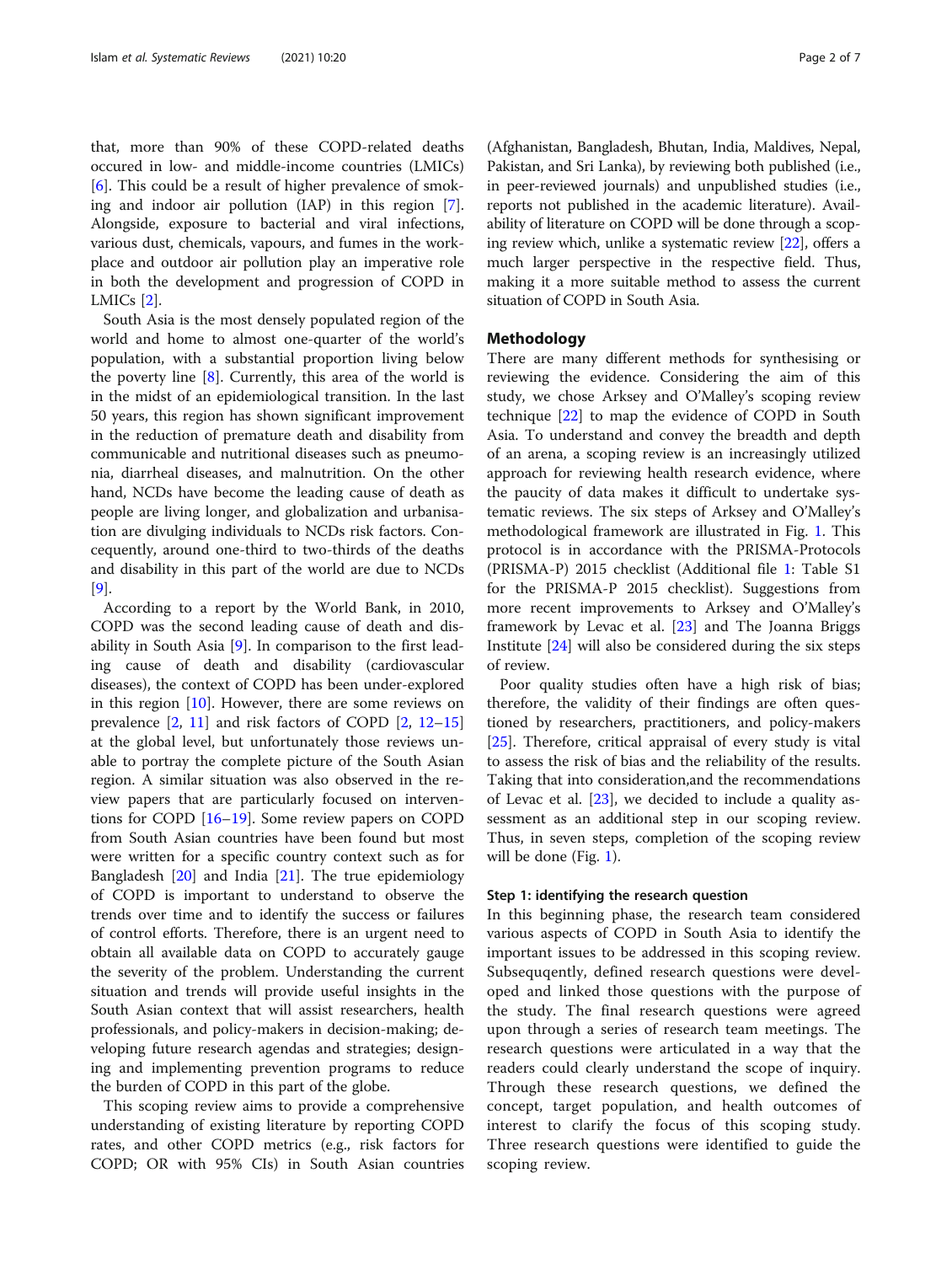that, more than 90% of these COPD-related deaths occured in low- and middle-income countries (LMICs) [6]. This could be a result of higher prevalence of smoking and indoor air pollution (IAP) in this region [7]. Alongside, exposure to bacterial and viral infections, various dust, chemicals, vapours, and fumes in the workplace and outdoor air pollution play an imperative role in both the development and progression of COPD in LMICs [2].

South Asia is the most densely populated region of the world and home to almost one-quarter of the world's population, with a substantial proportion living below the poverty line [8]. Currently, this area of the world is in the midst of an epidemiological transition. In the last 50 years, this region has shown significant improvement in the reduction of premature death and disability from communicable and nutritional diseases such as pneumonia, diarrheal diseases, and malnutrition. On the other hand, NCDs have become the leading cause of death as people are living longer, and globalization and urbanisation are divulging individuals to NCDs risk factors. Concequently, around one-third to two-thirds of the deaths and disability in this part of the world are due to NCDs [9].

According to a report by the World Bank, in 2010, COPD was the second leading cause of death and disability in South Asia [9]. In comparison to the first leading cause of death and disability (cardiovascular diseases), the context of COPD has been under-explored in this region [10]. However, there are some reviews on prevalence [2, 11] and risk factors of COPD [2, 12–15] at the global level, but unfortunately those reviews unable to portray the complete picture of the South Asian region. A similar situation was also observed in the review papers that are particularly focused on interventions for COPD [16–19]. Some review papers on COPD from South Asian countries have been found but most were written for a specific country context such as for Bangladesh [20] and India [21]. The true epidemiology of COPD is important to understand to observe the trends over time and to identify the success or failures of control efforts. Therefore, there is an urgent need to obtain all available data on COPD to accurately gauge the severity of the problem. Understanding the current situation and trends will provide useful insights in the South Asian context that will assist researchers, health professionals, and policy-makers in decision-making; developing future research agendas and strategies; designing and implementing prevention programs to reduce the burden of COPD in this part of the globe.

This scoping review aims to provide a comprehensive understanding of existing literature by reporting COPD rates, and other COPD metrics (e.g., risk factors for COPD; OR with 95% CIs) in South Asian countries (Afghanistan, Bangladesh, Bhutan, India, Maldives, Nepal, Pakistan, and Sri Lanka), by reviewing both published (i.e., in peer-reviewed journals) and unpublished studies (i.e., reports not published in the academic literature). Availability of literature on COPD will be done through a scoping review which, unlike a systematic review [22], offers a much larger perspective in the respective field. Thus, making it a more suitable method to assess the current situation of COPD in South Asia.

## Methodology

There are many different methods for synthesising or reviewing the evidence. Considering the aim of this study, we chose Arksey and O'Malley's scoping review technique [22] to map the evidence of COPD in South Asia. To understand and convey the breadth and depth of an arena, a scoping review is an increasingly utilized approach for reviewing health research evidence, where the paucity of data makes it difficult to undertake systematic reviews. The six steps of Arksey and O'Malley's methodological framework are illustrated in Fig. 1. This protocol is in accordance with the PRISMA-Protocols (PRISMA-P) 2015 checklist (Additional file 1: Table S1 for the PRISMA-P 2015 checklist). Suggestions from more recent improvements to Arksey and O'Malley's framework by Levac et al. [23] and The Joanna Briggs Institute [24] will also be considered during the six steps of review.

Poor quality studies often have a high risk of bias; therefore, the validity of their findings are often questioned by researchers, practitioners, and policy-makers [25]. Therefore, critical appraisal of every study is vital to assess the risk of bias and the reliability of the results. Taking that into consideration,and the recommendations of Levac et al. [23], we decided to include a quality assessment as an additional step in our scoping review. Thus, in seven steps, completion of the scoping review will be done (Fig. 1).

### Step 1: identifying the research question

In this beginning phase, the research team considered various aspects of COPD in South Asia to identify the important issues to be addressed in this scoping review. Subsequqently, defined research questions were developed and linked those questions with the purpose of the study. The final research questions were agreed upon through a series of research team meetings. The research questions were articulated in a way that the readers could clearly understand the scope of inquiry. Through these research questions, we defined the concept, target population, and health outcomes of interest to clarify the focus of this scoping study. Three research questions were identified to guide the scoping review.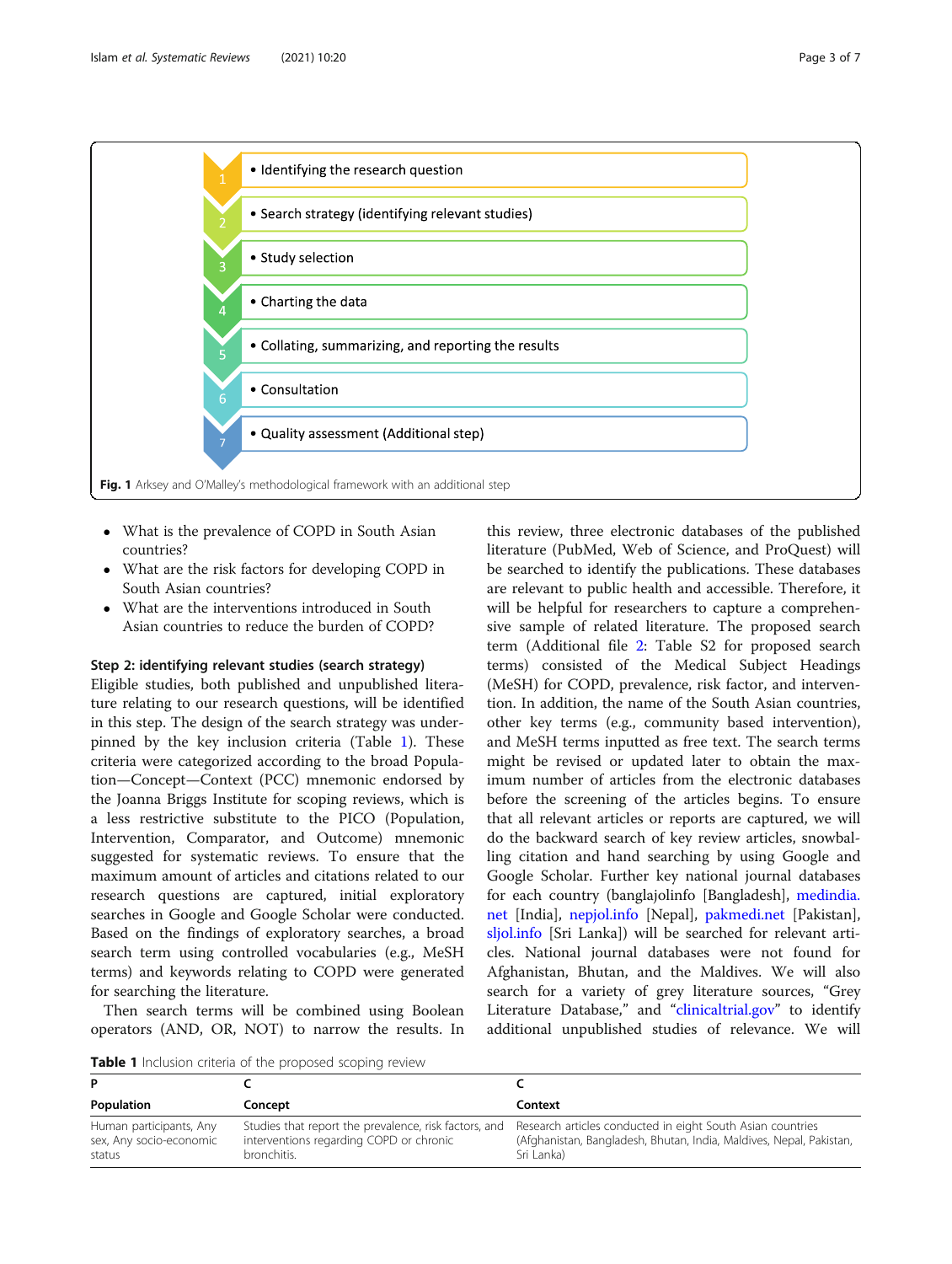1. Identifying the research question
2. Search strategy (identifying relevant studies)
3. Study selection
4. Charting the data
5. Collating, summarizing, and reporting the results
6. Consultation
7. Quality assessment (Additional step)

**Fig. 1** Arksey and O'Malley's methodological framework with an additional step

- What is the prevalence of COPD in South Asian countries?
- What are the risk factors for developing COPD in South Asian countries?
- What are the interventions introduced in South Asian countries to reduce the burden of COPD?

### Step 2: identifying relevant studies (search strategy)

Eligible studies, both published and unpublished literature relating to our research questions, will be identified in this step. The design of the search strategy was underpinned by the key inclusion criteria (Table 1). These criteria were categorized according to the broad Population—Concept—Context (PCC) mnemonic endorsed by the Joanna Briggs Institute for scoping reviews, which is a less restrictive substitute to the PICO (Population, Intervention, Comparator, and Outcome) mnemonic suggested for systematic reviews. To ensure that the maximum amount of articles and citations related to our research questions are captured, initial exploratory searches in Google and Google Scholar were conducted. Based on the findings of exploratory searches, a broad search term using controlled vocabularies (e.g., MeSH terms) and keywords relating to COPD were generated for searching the literature.

Then search terms will be combined using Boolean operators (AND, OR, NOT) to narrow the results. In this review, three electronic databases of the published literature (PubMed, Web of Science, and ProQuest) will be searched to identify the publications. These databases are relevant to public health and accessible. Therefore, it will be helpful for researchers to capture a comprehensive sample of related literature. The proposed search term (Additional file 2: Table S2 for proposed search terms) consisted of the Medical Subject Headings (MeSH) for COPD, prevalence, risk factor, and intervention. In addition, the name of the South Asian countries, other key terms (e.g., community based intervention), and MeSH terms inputted as free text. The search terms might be revised or updated later to obtain the maximum number of articles from the electronic databases before the screening of the articles begins. To ensure that all relevant articles or reports are captured, we will do the backward search of key review articles, snowballing citation and hand searching by using Google and Google Scholar. Further key national journal databases for each country (banglajolinfo [Bangladesh], medindia.net [India], nepjol.info [Nepal], pakmedi.net [Pakistan], sljol.info [Sri Lanka]) will be searched for relevant articles. National journal databases were not found for Afghanistan, Bhutan, and the Maldives. We will also search for a variety of grey literature sources, "Grey Literature Database," and "clinicaltrial.gov" to identify additional unpublished studies of relevance. We will

**Table 1** Inclusion criteria of the proposed scoping review

| P | C | C |
|---|---|---|
| Population | Concept | Context |
| Human participants, Any sex, Any socio-economic status | Studies that report the prevalence, risk factors, and interventions regarding COPD or chronic bronchitis. | Research articles conducted in eight South Asian countries (Afghanistan, Bangladesh, Bhutan, India, Maldives, Nepal, Pakistan, Sri Lanka) |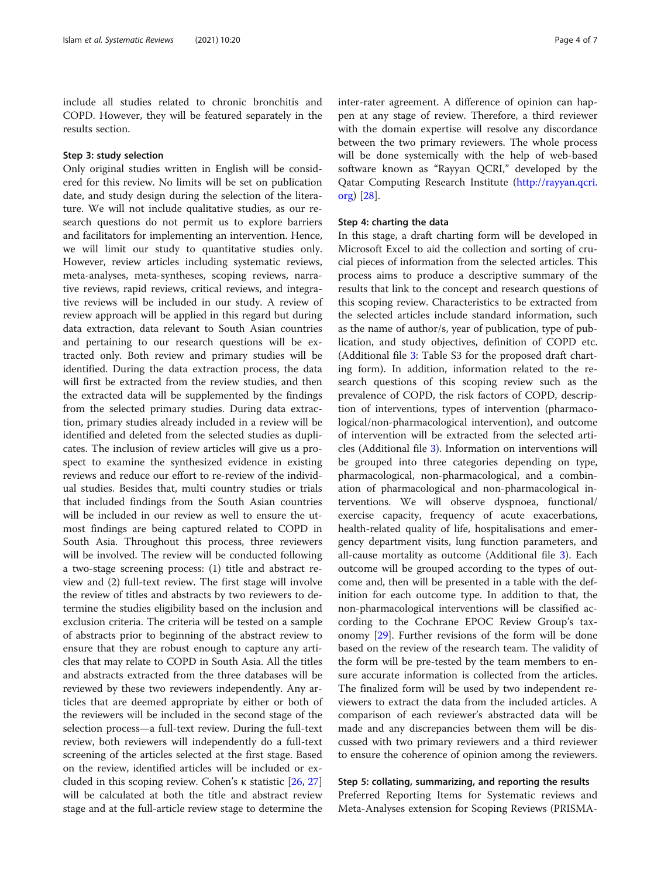include all studies related to chronic bronchitis and COPD. However, they will be featured separately in the results section.

### Step 3: study selection

Only original studies written in English will be considered for this review. No limits will be set on publication date, and study design during the selection of the literature. We will not include qualitative studies, as our research questions do not permit us to explore barriers and facilitators for implementing an intervention. Hence, we will limit our study to quantitative studies only. However, review articles including systematic reviews, meta-analyses, meta-syntheses, scoping reviews, narrative reviews, rapid reviews, critical reviews, and integrative reviews will be included in our study. A review of review approach will be applied in this regard but during data extraction, data relevant to South Asian countries and pertaining to our research questions will be extracted only. Both review and primary studies will be identified. During the data extraction process, the data will first be extracted from the review studies, and then the extracted data will be supplemented by the findings from the selected primary studies. During data extraction, primary studies already included in a review will be identified and deleted from the selected studies as duplicates. The inclusion of review articles will give us a prospect to examine the synthesized evidence in existing reviews and reduce our effort to re-review of the individual studies. Besides that, multi country studies or trials that included findings from the South Asian countries will be included in our review as well to ensure the utmost findings are being captured related to COPD in South Asia. Throughout this process, three reviewers will be involved. The review will be conducted following a two-stage screening process: (1) title and abstract review and (2) full-text review. The first stage will involve the review of titles and abstracts by two reviewers to determine the studies eligibility based on the inclusion and exclusion criteria. The criteria will be tested on a sample of abstracts prior to beginning of the abstract review to ensure that they are robust enough to capture any articles that may relate to COPD in South Asia. All the titles and abstracts extracted from the three databases will be reviewed by these two reviewers independently. Any articles that are deemed appropriate by either or both of the reviewers will be included in the second stage of the selection process—a full-text review. During the full-text review, both reviewers will independently do a full-text screening of the articles selected at the first stage. Based on the review, identified articles will be included or excluded in this scoping review. Cohen's κ statistic [26, 27] will be calculated at both the title and abstract review stage and at the full-article review stage to determine the inter-rater agreement. A difference of opinion can happen at any stage of review. Therefore, a third reviewer with the domain expertise will resolve any discordance between the two primary reviewers. The whole process will be done systemically with the help of web-based software known as "Rayyan QCRI," developed by the Qatar Computing Research Institute (http://rayyan.qcri.org) [28].

### Step 4: charting the data

In this stage, a draft charting form will be developed in Microsoft Excel to aid the collection and sorting of crucial pieces of information from the selected articles. This process aims to produce a descriptive summary of the results that link to the concept and research questions of this scoping review. Characteristics to be extracted from the selected articles include standard information, such as the name of author/s, year of publication, type of publication, and study objectives, definition of COPD etc. (Additional file 3: Table S3 for the proposed draft charting form). In addition, information related to the research questions of this scoping review such as the prevalence of COPD, the risk factors of COPD, description of interventions, types of intervention (pharmacological/non-pharmacological intervention), and outcome of intervention will be extracted from the selected articles (Additional file 3). Information on interventions will be grouped into three categories depending on type, pharmacological, non-pharmacological, and a combination of pharmacological and non-pharmacological interventions. We will observe dyspnoea, functional/exercise capacity, frequency of acute exacerbations, health-related quality of life, hospitalisations and emergency department visits, lung function parameters, and all-cause mortality as outcome (Additional file 3). Each outcome will be grouped according to the types of outcome and, then will be presented in a table with the definition for each outcome type. In addition to that, the non-pharmacological interventions will be classified according to the Cochrane EPOC Review Group's taxonomy [29]. Further revisions of the form will be done based on the review of the research team. The validity of the form will be pre-tested by the team members to ensure accurate information is collected from the articles. The finalized form will be used by two independent reviewers to extract the data from the included articles. A comparison of each reviewer's abstracted data will be made and any discrepancies between them will be discussed with two primary reviewers and a third reviewer to ensure the coherence of opinion among the reviewers.

### Step 5: collating, summarizing, and reporting the results

Preferred Reporting Items for Systematic reviews and Meta-Analyses extension for Scoping Reviews (PRISMA-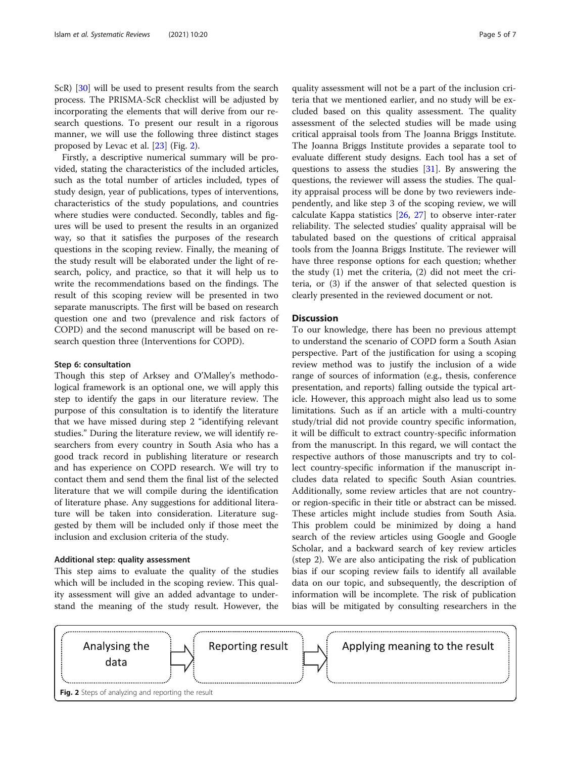ScR) [30] will be used to present results from the search process. The PRISMA-ScR checklist will be adjusted by incorporating the elements that will derive from our research questions. To present our result in a rigorous manner, we will use the following three distinct stages proposed by Levac et al. [23] (Fig. 2).

Firstly, a descriptive numerical summary will be provided, stating the characteristics of the included articles, such as the total number of articles included, types of study design, year of publications, types of interventions, characteristics of the study populations, and countries where studies were conducted. Secondly, tables and figures will be used to present the results in an organized way, so that it satisfies the purposes of the research questions in the scoping review. Finally, the meaning of the study result will be elaborated under the light of research, policy, and practice, so that it will help us to write the recommendations based on the findings. The result of this scoping review will be presented in two separate manuscripts. The first will be based on research question one and two (prevalence and risk factors of COPD) and the second manuscript will be based on research question three (Interventions for COPD).

#### Step 6: consultation

Though this step of Arksey and O'Malley's methodological framework is an optional one, we will apply this step to identify the gaps in our literature review. The purpose of this consultation is to identify the literature that we have missed during step 2 "identifying relevant studies." During the literature review, we will identify researchers from every country in South Asia who has a good track record in publishing literature or research and has experience on COPD research. We will try to contact them and send them the final list of the selected literature that we will compile during the identification of literature phase. Any suggestions for additional literature will be taken into consideration. Literature suggested by them will be included only if those meet the inclusion and exclusion criteria of the study.

#### Additional step: quality assessment

This step aims to evaluate the quality of the studies which will be included in the scoping review. This quality assessment will give an added advantage to understand the meaning of the study result. However, the quality assessment will not be a part of the inclusion criteria that we mentioned earlier, and no study will be excluded based on this quality assessment. The quality assessment of the selected studies will be made using critical appraisal tools from The Joanna Briggs Institute. The Joanna Briggs Institute provides a separate tool to evaluate different study designs. Each tool has a set of questions to assess the studies [31]. By answering the questions, the reviewer will assess the studies. The quality appraisal process will be done by two reviewers independently, and like step 3 of the scoping review, we will calculate Kappa statistics [26, 27] to observe inter-rater reliability. The selected studies' quality appraisal will be tabulated based on the questions of critical appraisal tools from the Joanna Briggs Institute. The reviewer will have three response options for each question; whether the study (1) met the criteria, (2) did not meet the criteria, or (3) if the answer of that selected question is clearly presented in the reviewed document or not.

## Discussion

To our knowledge, there has been no previous attempt to understand the scenario of COPD form a South Asian perspective. Part of the justification for using a scoping review method was to justify the inclusion of a wide range of sources of information (e.g., thesis, conference presentation, and reports) falling outside the typical article. However, this approach might also lead us to some limitations. Such as if an article with a multi-country study/trial did not provide country specific information, it will be difficult to extract country-specific information from the manuscript. In this regard, we will contact the respective authors of those manuscripts and try to collect country-specific information if the manuscript includes data related to specific South Asian countries. Additionally, some review articles that are not country- or region-specific in their title or abstract can be missed. These articles might include studies from South Asia. This problem could be minimized by doing a hand search of the review articles using Google and Google Scholar, and a backward search of key review articles (step 2). We are also anticipating the risk of publication bias if our scoping review fails to identify all available data on our topic, and subsequently, the description of information will be incomplete. The risk of publication bias will be mitigated by consulting researchers in the

Analysing the data → Reporting result → Applying meaning to the result

**Fig. 2** Steps of analyzing and reporting the result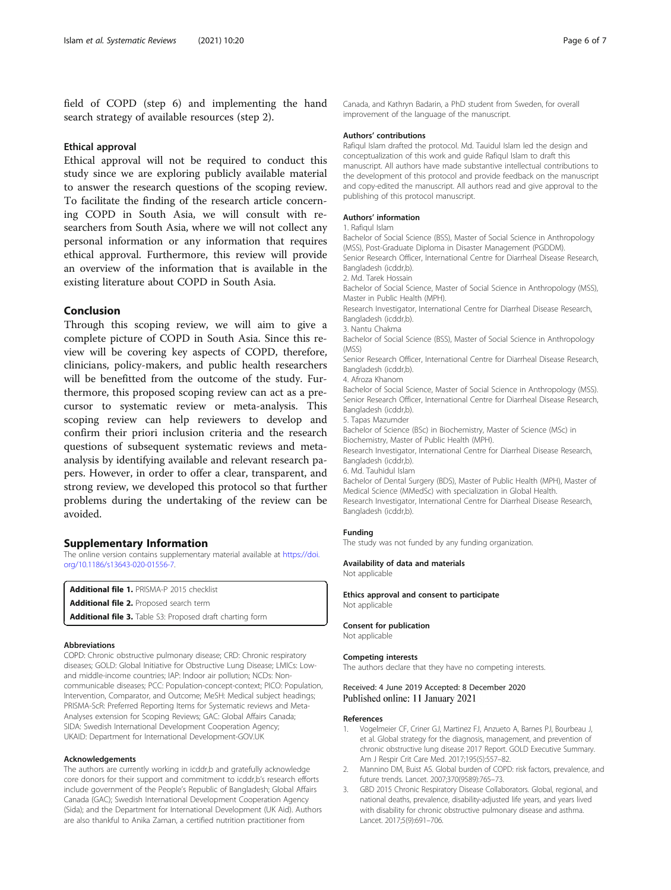field of COPD (step 6) and implementing the hand search strategy of available resources (step 2).

### Ethical approval

Ethical approval will not be required to conduct this study since we are exploring publicly available material to answer the research questions of the scoping review. To facilitate the finding of the research article concerning COPD in South Asia, we will consult with researchers from South Asia, where we will not collect any personal information or any information that requires ethical approval. Furthermore, this review will provide an overview of the information that is available in the existing literature about COPD in South Asia.

## Conclusion

Through this scoping review, we will aim to give a complete picture of COPD in South Asia. Since this review will be covering key aspects of COPD, therefore, clinicians, policy-makers, and public health researchers will be benefitted from the outcome of the study. Furthermore, this proposed scoping review can act as a precursor to systematic review or meta-analysis. This scoping review can help reviewers to develop and confirm their priori inclusion criteria and the research questions of subsequent systematic reviews and meta-analysis by identifying available and relevant research papers. However, in order to offer a clear, transparent, and strong review, we developed this protocol so that further problems during the undertaking of the review can be avoided.

## Supplementary Information

The online version contains supplementary material available at https://doi.org/10.1186/s13643-020-01556-7.

**Additional file 1.** PRISMA-P 2015 checklist
**Additional file 2.** Proposed search term
**Additional file 3.** Table S3: Proposed draft charting form

#### Abbreviations

COPD: Chronic obstructive pulmonary disease; CRD: Chronic respiratory diseases; GOLD: Global Initiative for Obstructive Lung Disease; LMICs: Low- and middle-income countries; IAP: Indoor air pollution; NCDs: Non-communicable diseases; PCC: Population-concept-context; PICO: Population, Intervention, Comparator, and Outcome; MeSH: Medical subject headings; PRISMA-ScR: Preferred Reporting Items for Systematic reviews and Meta-Analyses extension for Scoping Reviews; GAC: Global Affairs Canada; SIDA: Swedish International Development Cooperation Agency; UKAID: Department for International Development-GOV.UK

#### Acknowledgements

The authors are currently working in icddr,b and gratefully acknowledge core donors for their support and commitment to icddr,b's research efforts include government of the People's Republic of Bangladesh; Global Affairs Canada (GAC); Swedish International Development Cooperation Agency (Sida); and the Department for International Development (UK Aid). Authors are also thankful to Anika Zaman, a certified nutrition practitioner from Canada, and Kathryn Badarin, a PhD student from Sweden, for overall improvement of the language of the manuscript.

#### Authors' contributions

Rafiqul Islam drafted the protocol. Md. Tauidul Islam led the design and conceptualization of this work and guide Rafiqul Islam to draft this manuscript. All authors have made substantive intellectual contributions to the development of this protocol and provide feedback on the manuscript and copy-edited the manuscript. All authors read and give approval to the publishing of this protocol manuscript.

#### Authors' information

1. Rafiqul Islam
Bachelor of Social Science (BSS), Master of Social Science in Anthropology (MSS), Post-Graduate Diploma in Disaster Management (PGDDM).
Senior Research Officer, International Centre for Diarrheal Disease Research, Bangladesh (icddr,b).
2. Md. Tarek Hossain
Bachelor of Social Science, Master of Social Science in Anthropology (MSS), Master in Public Health (MPH).
Research Investigator, International Centre for Diarrheal Disease Research, Bangladesh (icddr,b).
3. Nantu Chakma
Bachelor of Social Science (BSS), Master of Social Science in Anthropology (MSS)
Senior Research Officer, International Centre for Diarrheal Disease Research, Bangladesh (icddr,b).
4. Afroza Khanom
Bachelor of Social Science, Master of Social Science in Anthropology (MSS).
Senior Research Officer, International Centre for Diarrheal Disease Research, Bangladesh (icddr,b).
5. Tapas Mazumder
Bachelor of Science (BSc) in Biochemistry, Master of Science (MSc) in Biochemistry, Master of Public Health (MPH).
Research Investigator, International Centre for Diarrheal Disease Research, Bangladesh (icddr,b).
6. Md. Tauhidul Islam
Bachelor of Dental Surgery (BDS), Master of Public Health (MPH), Master of Medical Science (MMedSc) with specialization in Global Health.
Research Investigator, International Centre for Diarrheal Disease Research, Bangladesh (icddr,b).

#### Funding

The study was not funded by any funding organization.

#### Availability of data and materials

Not applicable

#### Ethics approval and consent to participate

Not applicable

#### Consent for publication

Not applicable

#### Competing interests

The authors declare that they have no competing interests.

Received: 4 June 2019 Accepted: 8 December 2020
Published online: 11 January 2021

#### References

1. Vogelmeier CF, Criner GJ, Martinez FJ, Anzueto A, Barnes PJ, Bourbeau J, et al. Global strategy for the diagnosis, management, and prevention of chronic obstructive lung disease 2017 Report. GOLD Executive Summary. Am J Respir Crit Care Med. 2017;195(5):557–82.
2. Mannino DM, Buist AS. Global burden of COPD: risk factors, prevalence, and future trends. Lancet. 2007;370(9589):765–73.
3. GBD 2015 Chronic Respiratory Disease Collaborators. Global, regional, and national deaths, prevalence, disability-adjusted life years, and years lived with disability for chronic obstructive pulmonary disease and asthma. Lancet. 2017;5(9):691–706.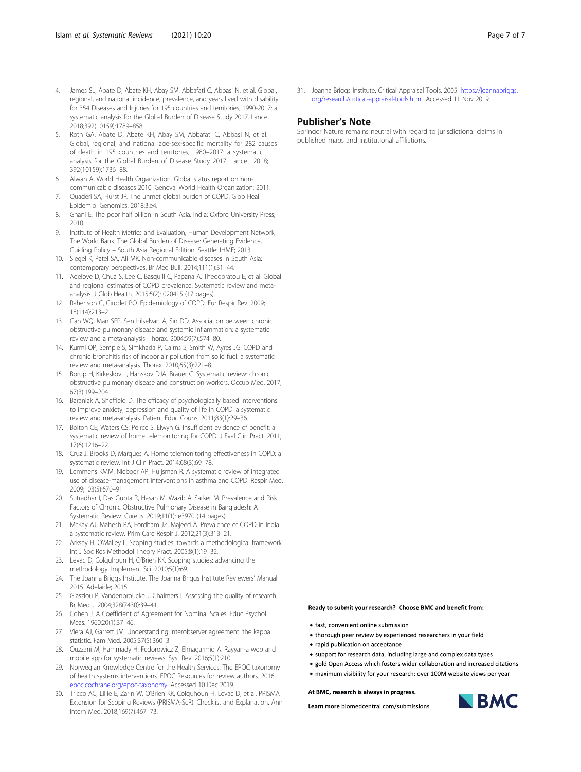4. James SL, Abate D, Abate KH, Abay SM, Abbafati C, Abbasi N, et al. Global, regional, and national incidence, prevalence, and years lived with disability for 354 Diseases and Injuries for 195 countries and territories, 1990-2017: a systematic analysis for the Global Burden of Disease Study 2017. Lancet. 2018;392(10159):1789–858.
5. Roth GA, Abate D, Abate KH, Abay SM, Abbafati C, Abbasi N, et al. Global, regional, and national age-sex-specific mortality for 282 causes of death in 195 countries and territories, 1980–2017: a systematic analysis for the Global Burden of Disease Study 2017. Lancet. 2018; 392(10159):1736–88.
6. Alwan A, World Health Organization. Global status report on non-communicable diseases 2010. Geneva: World Health Organization; 2011.
7. Quaderi SA, Hurst JR. The unmet global burden of COPD. Glob Heal Epidemiol Genomics. 2018;3:e4.
8. Ghani E. The poor half billion in South Asia. India: Oxford University Press; 2010.
9. Institute of Health Metrics and Evaluation, Human Development Network, The World Bank. The Global Burden of Disease: Generating Evidence, Guiding Policy – South Asia Regional Edition. Seattle: IHME; 2013.
10. Siegel K, Patel SA, Ali MK. Non-communicable diseases in South Asia: contemporary perspectives. Br Med Bull. 2014;111(1):31–44.
11. Adeloye D, Chua S, Lee C, Basquill C, Papana A, Theodoratou E, et al. Global and regional estimates of COPD prevalence: Systematic review and meta-analysis. J Glob Health. 2015;5(2): 020415 (17 pages).
12. Raherison C, Girodet PO. Epidemiology of COPD. Eur Respir Rev. 2009; 18(114):213–21.
13. Gan WQ, Man SFP, Senthilselvan A, Sin DD. Association between chronic obstructive pulmonary disease and systemic inflammation: a systematic review and a meta-analysis. Thorax. 2004;59(7):574–80.
14. Kurmi OP, Semple S, Simkhada P, Cairns S, Smith W, Ayres JG. COPD and chronic bronchitis risk of indoor air pollution from solid fuel: a systematic review and meta-analysis. Thorax. 2010;65(3):221–8.
15. Borup H, Kirkeskov L, Hanskov DJA, Brauer C. Systematic review: chronic obstructive pulmonary disease and construction workers. Occup Med. 2017; 67(3):199–204.
16. Baraniak A, Sheffield D. The efficacy of psychologically based interventions to improve anxiety, depression and quality of life in COPD: a systematic review and meta-analysis. Patient Educ Couns. 2011;83(1):29–36.
17. Bolton CE, Waters CS, Peirce S, Elwyn G. Insufficient evidence of benefit: a systematic review of home telemonitoring for COPD. J Eval Clin Pract. 2011; 17(6):1216–22.
18. Cruz J, Brooks D, Marques A. Home telemonitoring effectiveness in COPD: a systematic review. Int J Clin Pract. 2014;68(3):69–78.
19. Lemmens KMM, Nieboer AP, Huijsman R. A systematic review of integrated use of disease-management interventions in asthma and COPD. Respir Med. 2009;103(5):670–91.
20. Sutradhar I, Das Gupta R, Hasan M, Wazib A, Sarker M. Prevalence and Risk Factors of Chronic Obstructive Pulmonary Disease in Bangladesh: A Systematic Review. Cureus. 2019;11(1): e3970 (14 pages).
21. McKay AJ, Mahesh PA, Fordham JZ, Majeed A. Prevalence of COPD in India: a systematic review. Prim Care Respir J. 2012;21(3):313–21.
22. Arksey H, O'Malley L. Scoping studies: towards a methodological framework. Int J Soc Res Methodol Theory Pract. 2005;8(1):19–32.
23. Levac D, Colquhoun H, O'Brien KK. Scoping studies: advancing the methodology. Implement Sci. 2010;5(1):69.
24. The Joanna Briggs Institute. The Joanna Briggs Institute Reviewers' Manual 2015. Adelaide; 2015.
25. Glasziou P, Vandenbroucke J, Chalmers I. Assessing the quality of research. Br Med J. 2004;328(7430):39–41.
26. Cohen J. A Coefficient of Agreement for Nominal Scales. Educ Psychol Meas. 1960;20(1):37–46.
27. Viera AJ, Garrett JM. Understanding interobserver agreement: the kappa statistic. Fam Med. 2005;37(5):360–3.
28. Ouzzani M, Hammady H, Fedorowicz Z, Elmagarmid A. Rayyan-a web and mobile app for systematic reviews. Syst Rev. 2016;5(1):210.
29. Norwegian Knowledge Centre for the Health Services. The EPOC taxonomy of health systems interventions. EPOC Resources for review authors. 2016. epoc.cochrane.org/epoc-taxonomy. Accessed 10 Dec 2019.
30. Tricco AC, Lillie E, Zarin W, O'Brien KK, Colquhoun H, Levac D, et al. PRISMA Extension for Scoping Reviews (PRISMA-ScR): Checklist and Explanation. Ann Intern Med. 2018;169(7):467–73.
31. Joanna Briggs Institute. Critical Appraisal Tools. 2005. https://joannabriggs.org/research/critical-appraisal-tools.html. Accessed 11 Nov 2019.

## Publisher's Note

Springer Nature remains neutral with regard to jurisdictional claims in published maps and institutional affiliations.

**Ready to submit your research? Choose BMC and benefit from:**

- fast, convenient online submission
- thorough peer review by experienced researchers in your field
- rapid publication on acceptance
- support for research data, including large and complex data types
- gold Open Access which fosters wider collaboration and increased citations
- maximum visibility for your research: over 100M website views per year

**At BMC, research is always in progress.**

**Learn more** biomedcentral.com/submissions